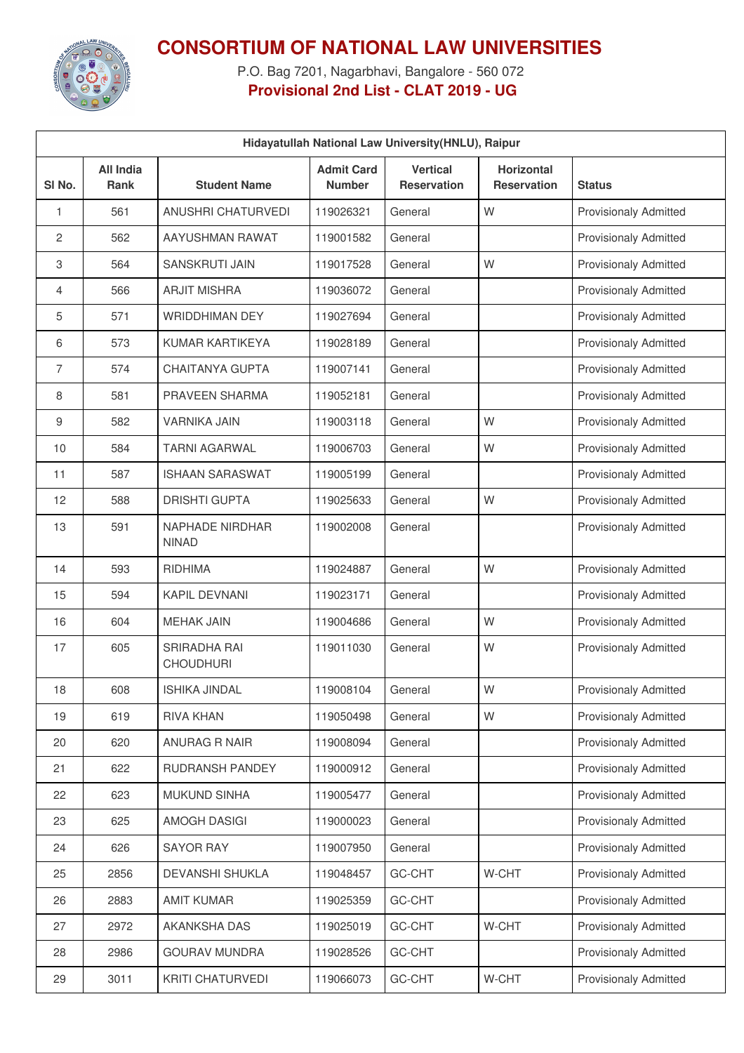# CONSORTIUM OF NATIONAL LAW UNIVERSITIES

P.O. Bag 7201, Nagarbhavi, Bangalore - 560 072

**Provisional 2nd List - CLAT 2019 - UG**

| Hidayatullah National Law University(HNLU), Raipur | | | | | | |
|---|---|---|---|---|---|---|
| **Sl No.** | **All India Rank** | **Student Name** | **Admit Card Number** | **Vertical Reservation** | **Horizontal Reservation** | **Status** |
| 1 | 561 | ANUSHRI CHATURVEDI | 119026321 | General | W | Provisionaly Admitted |
| 2 | 562 | AAYUSHMAN RAWAT | 119001582 | General | | Provisionaly Admitted |
| 3 | 564 | SANSKRUTI JAIN | 119017528 | General | W | Provisionaly Admitted |
| 4 | 566 | ARJIT MISHRA | 119036072 | General | | Provisionaly Admitted |
| 5 | 571 | WRIDDHIMAN DEY | 119027694 | General | | Provisionaly Admitted |
| 6 | 573 | KUMAR KARTIKEYA | 119028189 | General | | Provisionaly Admitted |
| 7 | 574 | CHAITANYA GUPTA | 119007141 | General | | Provisionaly Admitted |
| 8 | 581 | PRAVEEN SHARMA | 119052181 | General | | Provisionaly Admitted |
| 9 | 582 | VARNIKA JAIN | 119003118 | General | W | Provisionaly Admitted |
| 10 | 584 | TARNI AGARWAL | 119006703 | General | W | Provisionaly Admitted |
| 11 | 587 | ISHAAN SARASWAT | 119005199 | General | | Provisionaly Admitted |
| 12 | 588 | DRISHTI GUPTA | 119025633 | General | W | Provisionaly Admitted |
| 13 | 591 | NAPHADE NIRDHAR NINAD | 119002008 | General | | Provisionaly Admitted |
| 14 | 593 | RIDHIMA | 119024887 | General | W | Provisionaly Admitted |
| 15 | 594 | KAPIL DEVNANI | 119023171 | General | | Provisionaly Admitted |
| 16 | 604 | MEHAK JAIN | 119004686 | General | W | Provisionaly Admitted |
| 17 | 605 | SRIRADHA RAI CHOUDHURI | 119011030 | General | W | Provisionaly Admitted |
| 18 | 608 | ISHIKA JINDAL | 119008104 | General | W | Provisionaly Admitted |
| 19 | 619 | RIVA KHAN | 119050498 | General | W | Provisionaly Admitted |
| 20 | 620 | ANURAG R NAIR | 119008094 | General | | Provisionaly Admitted |
| 21 | 622 | RUDRANSH PANDEY | 119000912 | General | | Provisionaly Admitted |
| 22 | 623 | MUKUND SINHA | 119005477 | General | | Provisionaly Admitted |
| 23 | 625 | AMOGH DASIGI | 119000023 | General | | Provisionaly Admitted |
| 24 | 626 | SAYOR RAY | 119007950 | General | | Provisionaly Admitted |
| 25 | 2856 | DEVANSHI SHUKLA | 119048457 | GC-CHT | W-CHT | Provisionaly Admitted |
| 26 | 2883 | AMIT KUMAR | 119025359 | GC-CHT | | Provisionaly Admitted |
| 27 | 2972 | AKANKSHA DAS | 119025019 | GC-CHT | W-CHT | Provisionaly Admitted |
| 28 | 2986 | GOURAV MUNDRA | 119028526 | GC-CHT | | Provisionaly Admitted |
| 29 | 3011 | KRITI CHATURVEDI | 119066073 | GC-CHT | W-CHT | Provisionaly Admitted |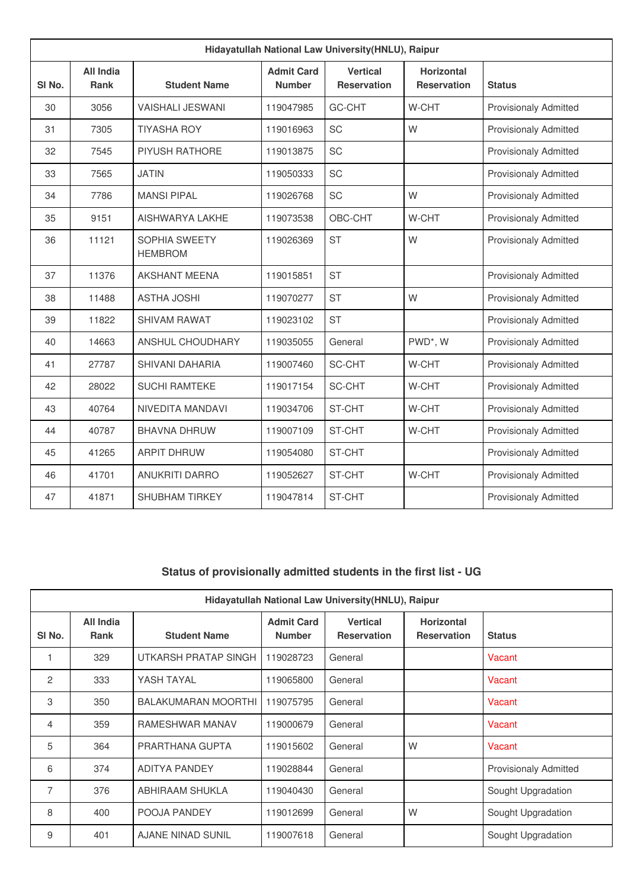| Hidayatullah National Law University(HNLU), Raipur | | | | | | |
|---|---|---|---|---|---|---|
| Sl No. | All India Rank | Student Name | Admit Card Number | Vertical Reservation | Horizontal Reservation | Status |
| 30 | 3056 | VAISHALI JESWANI | 119047985 | GC-CHT | W-CHT | Provisionaly Admitted |
| 31 | 7305 | TIYASHA ROY | 119016963 | SC | W | Provisionaly Admitted |
| 32 | 7545 | PIYUSH RATHORE | 119013875 | SC | | Provisionaly Admitted |
| 33 | 7565 | JATIN | 119050333 | SC | | Provisionaly Admitted |
| 34 | 7786 | MANSI PIPAL | 119026768 | SC | W | Provisionaly Admitted |
| 35 | 9151 | AISHWARYA LAKHE | 119073538 | OBC-CHT | W-CHT | Provisionaly Admitted |
| 36 | 11121 | SOPHIA SWEETY HEMBROM | 119026369 | ST | W | Provisionaly Admitted |
| 37 | 11376 | AKSHANT MEENA | 119015851 | ST | | Provisionaly Admitted |
| 38 | 11488 | ASTHA JOSHI | 119070277 | ST | W | Provisionaly Admitted |
| 39 | 11822 | SHIVAM RAWAT | 119023102 | ST | | Provisionaly Admitted |
| 40 | 14663 | ANSHUL CHOUDHARY | 119035055 | General | PWD*, W | Provisionaly Admitted |
| 41 | 27787 | SHIVANI DAHARIA | 119007460 | SC-CHT | W-CHT | Provisionaly Admitted |
| 42 | 28022 | SUCHI RAMTEKE | 119017154 | SC-CHT | W-CHT | Provisionaly Admitted |
| 43 | 40764 | NIVEDITA MANDAVI | 119034706 | ST-CHT | W-CHT | Provisionaly Admitted |
| 44 | 40787 | BHAVNA DHRUW | 119007109 | ST-CHT | W-CHT | Provisionaly Admitted |
| 45 | 41265 | ARPIT DHRUW | 119054080 | ST-CHT | | Provisionaly Admitted |
| 46 | 41701 | ANUKRITI DARRO | 119052627 | ST-CHT | W-CHT | Provisionaly Admitted |
| 47 | 41871 | SHUBHAM TIRKEY | 119047814 | ST-CHT | | Provisionaly Admitted |

## Status of provisionally admitted students in the first list - UG

| Hidayatullah National Law University(HNLU), Raipur | | | | | | |
|---|---|---|---|---|---|---|
| Sl No. | All India Rank | Student Name | Admit Card Number | Vertical Reservation | Horizontal Reservation | Status |
| 1 | 329 | UTKARSH PRATAP SINGH | 119028723 | General | | Vacant |
| 2 | 333 | YASH TAYAL | 119065800 | General | | Vacant |
| 3 | 350 | BALAKUMARAN MOORTHI | 119075795 | General | | Vacant |
| 4 | 359 | RAMESHWAR MANAV | 119000679 | General | | Vacant |
| 5 | 364 | PRARTHANA GUPTA | 119015602 | General | W | Vacant |
| 6 | 374 | ADITYA PANDEY | 119028844 | General | | Provisionaly Admitted |
| 7 | 376 | ABHIRAAM SHUKLA | 119040430 | General | | Sought Upgradation |
| 8 | 400 | POOJA PANDEY | 119012699 | General | W | Sought Upgradation |
| 9 | 401 | AJANE NINAD SUNIL | 119007618 | General | | Sought Upgradation |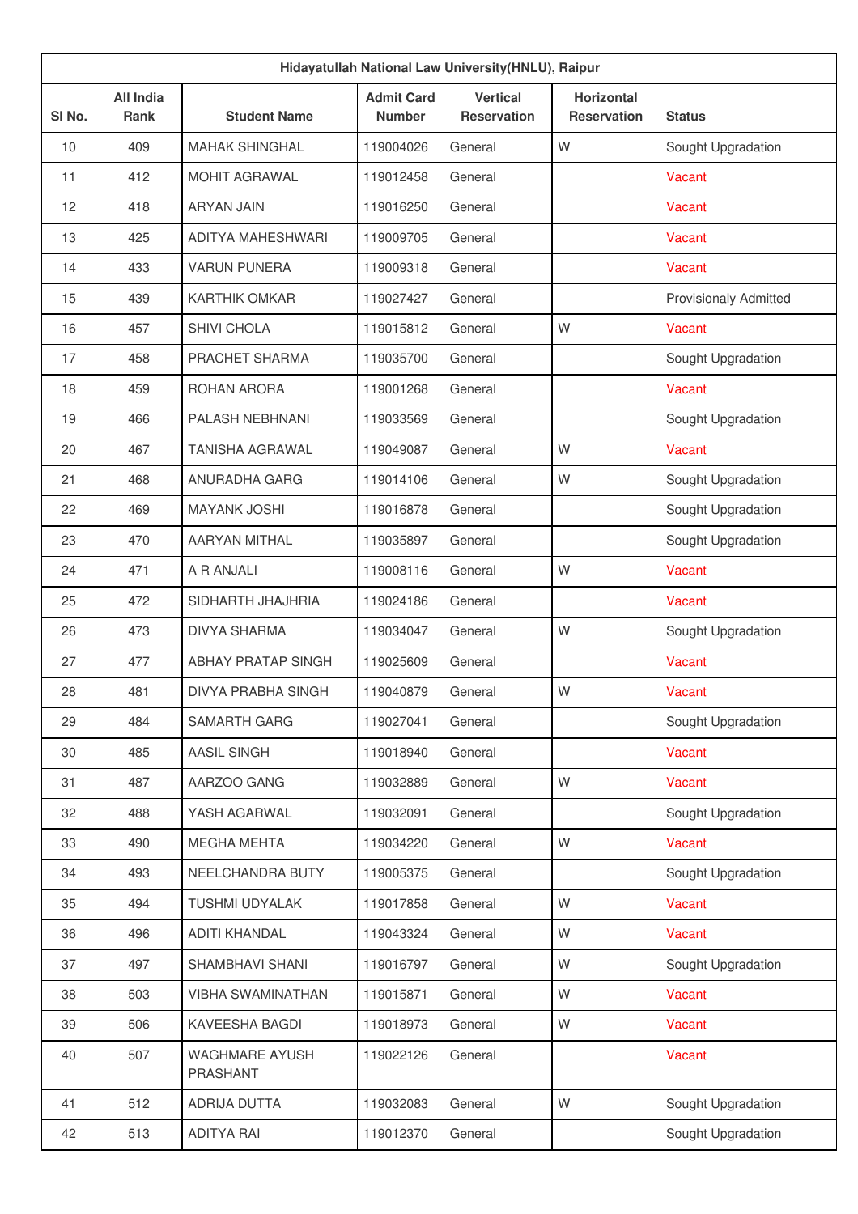| Hidayatullah National Law University(HNLU), Raipur | | | | | | |
|---|---|---|---|---|---|---|
| Sl No. | All India Rank | Student Name | Admit Card Number | Vertical Reservation | Horizontal Reservation | Status |
| 10 | 409 | MAHAK SHINGHAL | 119004026 | General | W | Sought Upgradation |
| 11 | 412 | MOHIT AGRAWAL | 119012458 | General | | Vacant |
| 12 | 418 | ARYAN JAIN | 119016250 | General | | Vacant |
| 13 | 425 | ADITYA MAHESHWARI | 119009705 | General | | Vacant |
| 14 | 433 | VARUN PUNERA | 119009318 | General | | Vacant |
| 15 | 439 | KARTHIK OMKAR | 119027427 | General | | Provisionaly Admitted |
| 16 | 457 | SHIVI CHOLA | 119015812 | General | W | Vacant |
| 17 | 458 | PRACHET SHARMA | 119035700 | General | | Sought Upgradation |
| 18 | 459 | ROHAN ARORA | 119001268 | General | | Vacant |
| 19 | 466 | PALASH NEBHNANI | 119033569 | General | | Sought Upgradation |
| 20 | 467 | TANISHA AGRAWAL | 119049087 | General | W | Vacant |
| 21 | 468 | ANURADHA GARG | 119014106 | General | W | Sought Upgradation |
| 22 | 469 | MAYANK JOSHI | 119016878 | General | | Sought Upgradation |
| 23 | 470 | AARYAN MITHAL | 119035897 | General | | Sought Upgradation |
| 24 | 471 | A R ANJALI | 119008116 | General | W | Vacant |
| 25 | 472 | SIDHARTH JHAJHRIA | 119024186 | General | | Vacant |
| 26 | 473 | DIVYA SHARMA | 119034047 | General | W | Sought Upgradation |
| 27 | 477 | ABHAY PRATAP SINGH | 119025609 | General | | Vacant |
| 28 | 481 | DIVYA PRABHA SINGH | 119040879 | General | W | Vacant |
| 29 | 484 | SAMARTH GARG | 119027041 | General | | Sought Upgradation |
| 30 | 485 | AASIL SINGH | 119018940 | General | | Vacant |
| 31 | 487 | AARZOO GANG | 119032889 | General | W | Vacant |
| 32 | 488 | YASH AGARWAL | 119032091 | General | | Sought Upgradation |
| 33 | 490 | MEGHA MEHTA | 119034220 | General | W | Vacant |
| 34 | 493 | NEELCHANDRA BUTY | 119005375 | General | | Sought Upgradation |
| 35 | 494 | TUSHMI UDYALAK | 119017858 | General | W | Vacant |
| 36 | 496 | ADITI KHANDAL | 119043324 | General | W | Vacant |
| 37 | 497 | SHAMBHAVI SHANI | 119016797 | General | W | Sought Upgradation |
| 38 | 503 | VIBHA SWAMINATHAN | 119015871 | General | W | Vacant |
| 39 | 506 | KAVEESHA BAGDI | 119018973 | General | W | Vacant |
| 40 | 507 | WAGHMARE AYUSH PRASHANT | 119022126 | General | | Vacant |
| 41 | 512 | ADRIJA DUTTA | 119032083 | General | W | Sought Upgradation |
| 42 | 513 | ADITYA RAI | 119012370 | General | | Sought Upgradation |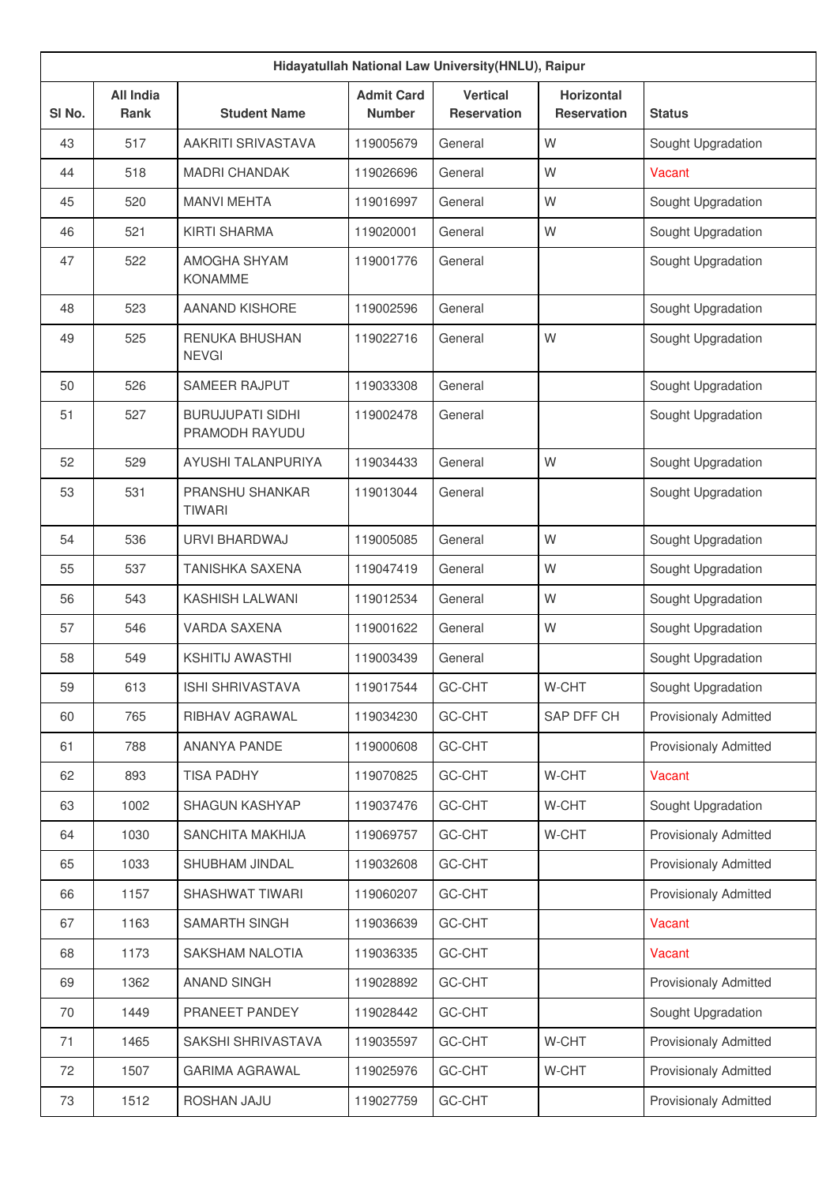| Hidayatullah National Law University(HNLU), Raipur | | | | | | |
|---|---|---|---|---|---|---|
| Sl No. | All India Rank | Student Name | Admit Card Number | Vertical Reservation | Horizontal Reservation | Status |
| 43 | 517 | AAKRITI SRIVASTAVA | 119005679 | General | W | Sought Upgradation |
| 44 | 518 | MADRI CHANDAK | 119026696 | General | W | Vacant |
| 45 | 520 | MANVI MEHTA | 119016997 | General | W | Sought Upgradation |
| 46 | 521 | KIRTI SHARMA | 119020001 | General | W | Sought Upgradation |
| 47 | 522 | AMOGHA SHYAM KONAMME | 119001776 | General | | Sought Upgradation |
| 48 | 523 | AANAND KISHORE | 119002596 | General | | Sought Upgradation |
| 49 | 525 | RENUKA BHUSHAN NEVGI | 119022716 | General | W | Sought Upgradation |
| 50 | 526 | SAMEER RAJPUT | 119033308 | General | | Sought Upgradation |
| 51 | 527 | BURUJUPATI SIDHI PRAMODH RAYUDU | 119002478 | General | | Sought Upgradation |
| 52 | 529 | AYUSHI TALANPURIYA | 119034433 | General | W | Sought Upgradation |
| 53 | 531 | PRANSHU SHANKAR TIWARI | 119013044 | General | | Sought Upgradation |
| 54 | 536 | URVI BHARDWAJ | 119005085 | General | W | Sought Upgradation |
| 55 | 537 | TANISHKA SAXENA | 119047419 | General | W | Sought Upgradation |
| 56 | 543 | KASHISH LALWANI | 119012534 | General | W | Sought Upgradation |
| 57 | 546 | VARDA SAXENA | 119001622 | General | W | Sought Upgradation |
| 58 | 549 | KSHITIJ AWASTHI | 119003439 | General | | Sought Upgradation |
| 59 | 613 | ISHI SHRIVASTAVA | 119017544 | GC-CHT | W-CHT | Sought Upgradation |
| 60 | 765 | RIBHAV AGRAWAL | 119034230 | GC-CHT | SAP DFF CH | Provisionaly Admitted |
| 61 | 788 | ANANYA PANDE | 119000608 | GC-CHT | | Provisionaly Admitted |
| 62 | 893 | TISA PADHY | 119070825 | GC-CHT | W-CHT | Vacant |
| 63 | 1002 | SHAGUN KASHYAP | 119037476 | GC-CHT | W-CHT | Sought Upgradation |
| 64 | 1030 | SANCHITA MAKHIJA | 119069757 | GC-CHT | W-CHT | Provisionaly Admitted |
| 65 | 1033 | SHUBHAM JINDAL | 119032608 | GC-CHT | | Provisionaly Admitted |
| 66 | 1157 | SHASHWAT TIWARI | 119060207 | GC-CHT | | Provisionaly Admitted |
| 67 | 1163 | SAMARTH SINGH | 119036639 | GC-CHT | | Vacant |
| 68 | 1173 | SAKSHAM NALOTIA | 119036335 | GC-CHT | | Vacant |
| 69 | 1362 | ANAND SINGH | 119028892 | GC-CHT | | Provisionaly Admitted |
| 70 | 1449 | PRANEET PANDEY | 119028442 | GC-CHT | | Sought Upgradation |
| 71 | 1465 | SAKSHI SHRIVASTAVA | 119035597 | GC-CHT | W-CHT | Provisionaly Admitted |
| 72 | 1507 | GARIMA AGRAWAL | 119025976 | GC-CHT | W-CHT | Provisionaly Admitted |
| 73 | 1512 | ROSHAN JAJU | 119027759 | GC-CHT | | Provisionaly Admitted |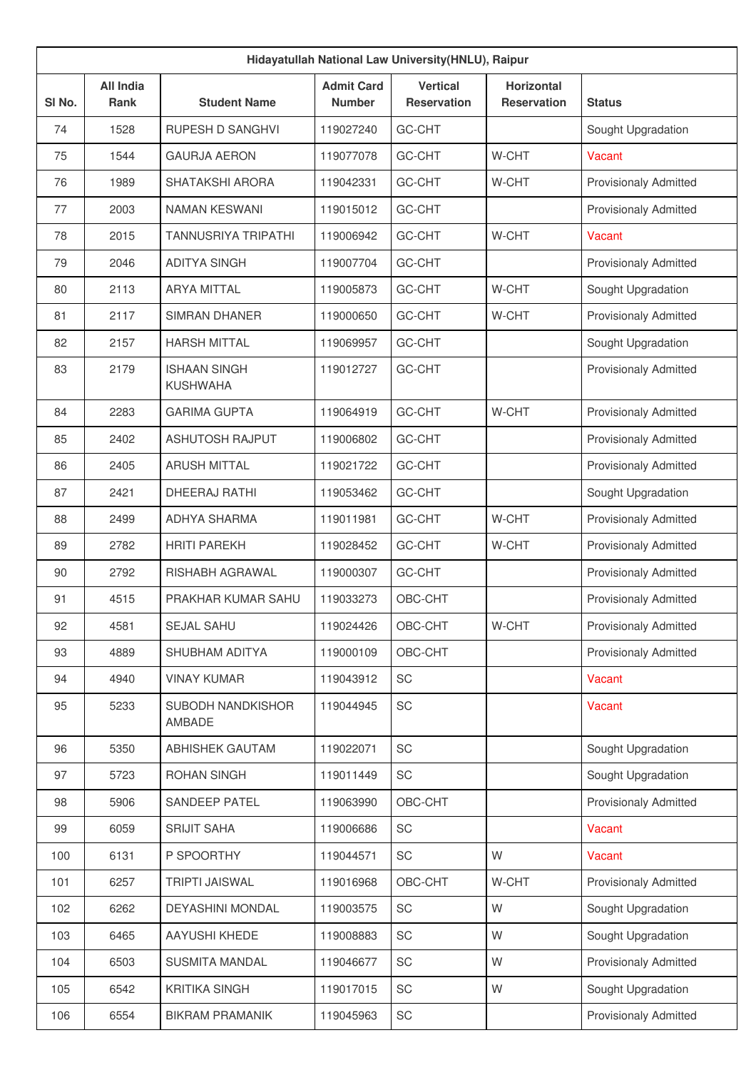| Hidayatullah National Law University(HNLU), Raipur | | | | | | |
|---|---|---|---|---|---|---|
| Sl No. | All India Rank | Student Name | Admit Card Number | Vertical Reservation | Horizontal Reservation | Status |
| 74 | 1528 | RUPESH D SANGHVI | 119027240 | GC-CHT | | Sought Upgradation |
| 75 | 1544 | GAURJA AERON | 119077078 | GC-CHT | W-CHT | Vacant |
| 76 | 1989 | SHATAKSHI ARORA | 119042331 | GC-CHT | W-CHT | Provisionaly Admitted |
| 77 | 2003 | NAMAN KESWANI | 119015012 | GC-CHT | | Provisionaly Admitted |
| 78 | 2015 | TANNUSRIYA TRIPATHI | 119006942 | GC-CHT | W-CHT | Vacant |
| 79 | 2046 | ADITYA SINGH | 119007704 | GC-CHT | | Provisionaly Admitted |
| 80 | 2113 | ARYA MITTAL | 119005873 | GC-CHT | W-CHT | Sought Upgradation |
| 81 | 2117 | SIMRAN DHANER | 119000650 | GC-CHT | W-CHT | Provisionaly Admitted |
| 82 | 2157 | HARSH MITTAL | 119069957 | GC-CHT | | Sought Upgradation |
| 83 | 2179 | ISHAAN SINGH KUSHWAHA | 119012727 | GC-CHT | | Provisionaly Admitted |
| 84 | 2283 | GARIMA GUPTA | 119064919 | GC-CHT | W-CHT | Provisionaly Admitted |
| 85 | 2402 | ASHUTOSH RAJPUT | 119006802 | GC-CHT | | Provisionaly Admitted |
| 86 | 2405 | ARUSH MITTAL | 119021722 | GC-CHT | | Provisionaly Admitted |
| 87 | 2421 | DHEERAJ RATHI | 119053462 | GC-CHT | | Sought Upgradation |
| 88 | 2499 | ADHYA SHARMA | 119011981 | GC-CHT | W-CHT | Provisionaly Admitted |
| 89 | 2782 | HRITI PAREKH | 119028452 | GC-CHT | W-CHT | Provisionaly Admitted |
| 90 | 2792 | RISHABH AGRAWAL | 119000307 | GC-CHT | | Provisionaly Admitted |
| 91 | 4515 | PRAKHAR KUMAR SAHU | 119033273 | OBC-CHT | | Provisionaly Admitted |
| 92 | 4581 | SEJAL SAHU | 119024426 | OBC-CHT | W-CHT | Provisionaly Admitted |
| 93 | 4889 | SHUBHAM ADITYA | 119000109 | OBC-CHT | | Provisionaly Admitted |
| 94 | 4940 | VINAY KUMAR | 119043912 | SC | | Vacant |
| 95 | 5233 | SUBODH NANDKISHOR AMBADE | 119044945 | SC | | Vacant |
| 96 | 5350 | ABHISHEK GAUTAM | 119022071 | SC | | Sought Upgradation |
| 97 | 5723 | ROHAN SINGH | 119011449 | SC | | Sought Upgradation |
| 98 | 5906 | SANDEEP PATEL | 119063990 | OBC-CHT | | Provisionaly Admitted |
| 99 | 6059 | SRIJIT SAHA | 119006686 | SC | | Vacant |
| 100 | 6131 | P SPOORTHY | 119044571 | SC | W | Vacant |
| 101 | 6257 | TRIPTI JAISWAL | 119016968 | OBC-CHT | W-CHT | Provisionaly Admitted |
| 102 | 6262 | DEYASHINI MONDAL | 119003575 | SC | W | Sought Upgradation |
| 103 | 6465 | AAYUSHI KHEDE | 119008883 | SC | W | Sought Upgradation |
| 104 | 6503 | SUSMITA MANDAL | 119046677 | SC | W | Provisionaly Admitted |
| 105 | 6542 | KRITIKA SINGH | 119017015 | SC | W | Sought Upgradation |
| 106 | 6554 | BIKRAM PRAMANIK | 119045963 | SC | | Provisionaly Admitted |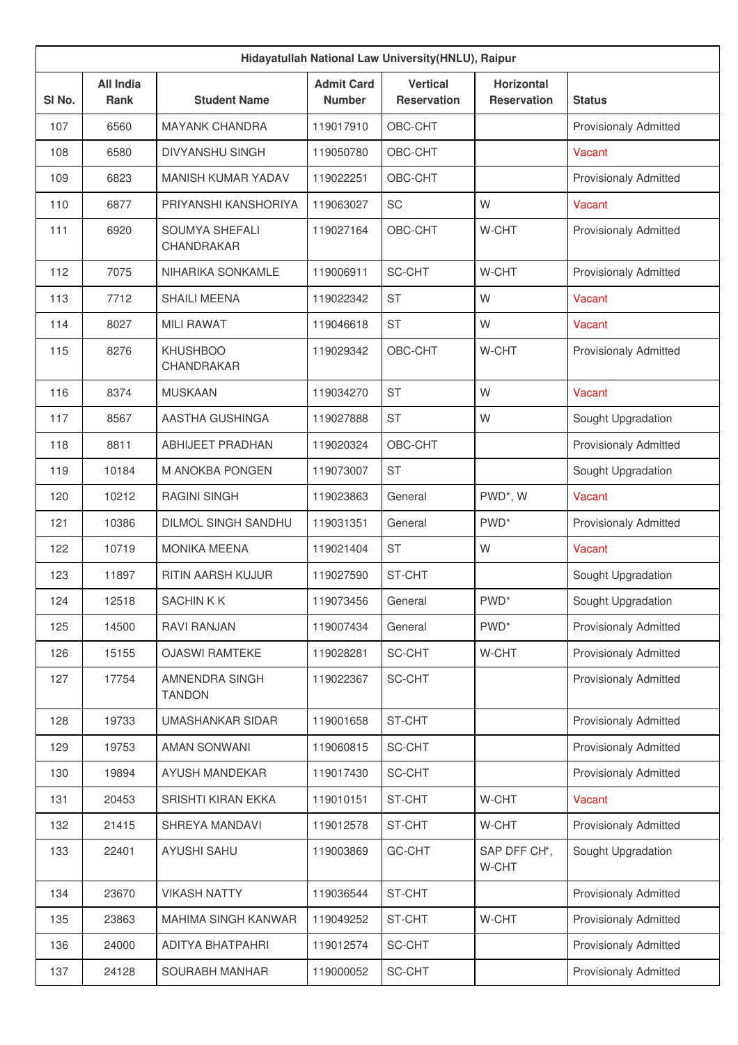| Hidayatullah National Law University(HNLU), Raipur | | | | | | |
|---|---|---|---|---|---|---|
| Sl No. | All India Rank | Student Name | Admit Card Number | Vertical Reservation | Horizontal Reservation | Status |
| 107 | 6560 | MAYANK CHANDRA | 119017910 | OBC-CHT | | Provisionaly Admitted |
| 108 | 6580 | DIVYANSHU SINGH | 119050780 | OBC-CHT | | Vacant |
| 109 | 6823 | MANISH KUMAR YADAV | 119022251 | OBC-CHT | | Provisionaly Admitted |
| 110 | 6877 | PRIYANSHI KANSHORIYA | 119063027 | SC | W | Vacant |
| 111 | 6920 | SOUMYA SHEFALI CHANDRAKAR | 119027164 | OBC-CHT | W-CHT | Provisionaly Admitted |
| 112 | 7075 | NIHARIKA SONKAMLE | 119006911 | SC-CHT | W-CHT | Provisionaly Admitted |
| 113 | 7712 | SHAILI MEENA | 119022342 | ST | W | Vacant |
| 114 | 8027 | MILI RAWAT | 119046618 | ST | W | Vacant |
| 115 | 8276 | KHUSHBOO CHANDRAKAR | 119029342 | OBC-CHT | W-CHT | Provisionaly Admitted |
| 116 | 8374 | MUSKAAN | 119034270 | ST | W | Vacant |
| 117 | 8567 | AASTHA GUSHINGA | 119027888 | ST | W | Sought Upgradation |
| 118 | 8811 | ABHIJEET PRADHAN | 119020324 | OBC-CHT | | Provisionaly Admitted |
| 119 | 10184 | M ANOKBA PONGEN | 119073007 | ST | | Sought Upgradation |
| 120 | 10212 | RAGINI SINGH | 119023863 | General | PWD*, W | Vacant |
| 121 | 10386 | DILMOL SINGH SANDHU | 119031351 | General | PWD* | Provisionaly Admitted |
| 122 | 10719 | MONIKA MEENA | 119021404 | ST | W | Vacant |
| 123 | 11897 | RITIN AARSH KUJUR | 119027590 | ST-CHT | | Sought Upgradation |
| 124 | 12518 | SACHIN K K | 119073456 | General | PWD* | Sought Upgradation |
| 125 | 14500 | RAVI RANJAN | 119007434 | General | PWD* | Provisionaly Admitted |
| 126 | 15155 | OJASWI RAMTEKE | 119028281 | SC-CHT | W-CHT | Provisionaly Admitted |
| 127 | 17754 | AMNENDRA SINGH TANDON | 119022367 | SC-CHT | | Provisionaly Admitted |
| 128 | 19733 | UMASHANKAR SIDAR | 119001658 | ST-CHT | | Provisionaly Admitted |
| 129 | 19753 | AMAN SONWANI | 119060815 | SC-CHT | | Provisionaly Admitted |
| 130 | 19894 | AYUSH MANDEKAR | 119017430 | SC-CHT | | Provisionaly Admitted |
| 131 | 20453 | SRISHTI KIRAN EKKA | 119010151 | ST-CHT | W-CHT | Vacant |
| 132 | 21415 | SHREYA MANDAVI | 119012578 | ST-CHT | W-CHT | Provisionaly Admitted |
| 133 | 22401 | AYUSHI SAHU | 119003869 | GC-CHT | SAP DFF CH*, W-CHT | Sought Upgradation |
| 134 | 23670 | VIKASH NATTY | 119036544 | ST-CHT | | Provisionaly Admitted |
| 135 | 23863 | MAHIMA SINGH KANWAR | 119049252 | ST-CHT | W-CHT | Provisionaly Admitted |
| 136 | 24000 | ADITYA BHATPAHRI | 119012574 | SC-CHT | | Provisionaly Admitted |
| 137 | 24128 | SOURABH MANHAR | 119000052 | SC-CHT | | Provisionaly Admitted |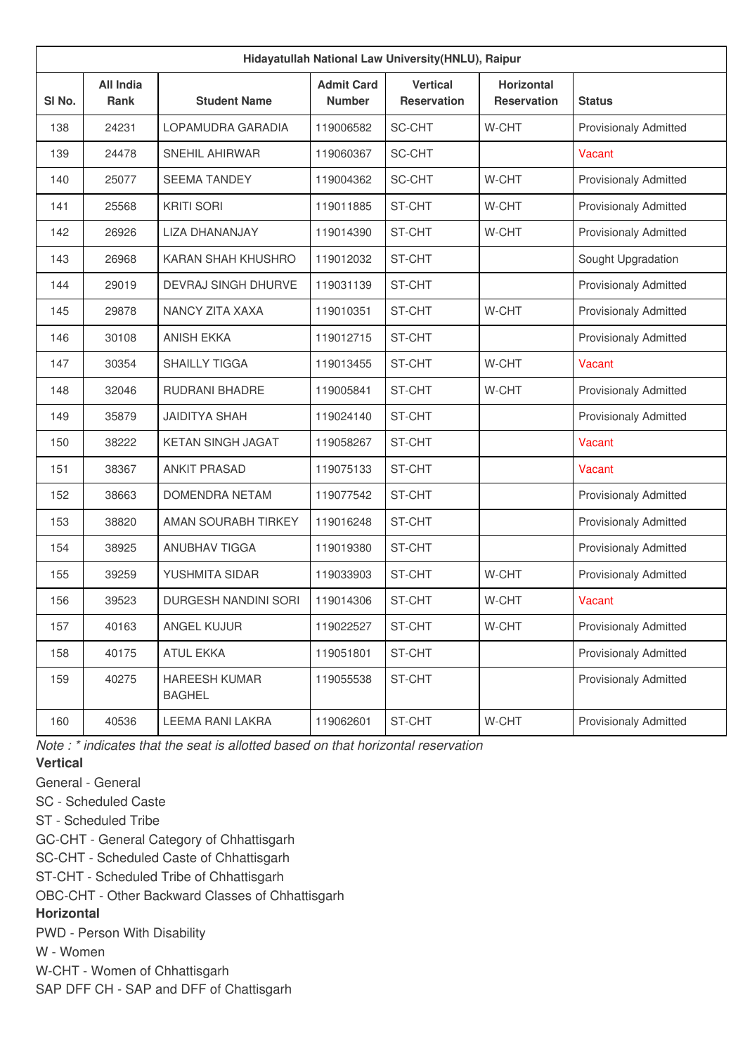| Hidayatullah National Law University(HNLU), Raipur | | | | | | |
|---|---|---|---|---|---|---|
| Sl No. | All India Rank | Student Name | Admit Card Number | Vertical Reservation | Horizontal Reservation | Status |
| 138 | 24231 | LOPAMUDRA GARADIA | 119006582 | SC-CHT | W-CHT | Provisionaly Admitted |
| 139 | 24478 | SNEHIL AHIRWAR | 119060367 | SC-CHT | | Vacant |
| 140 | 25077 | SEEMA TANDEY | 119004362 | SC-CHT | W-CHT | Provisionaly Admitted |
| 141 | 25568 | KRITI SORI | 119011885 | ST-CHT | W-CHT | Provisionaly Admitted |
| 142 | 26926 | LIZA DHANANJAY | 119014390 | ST-CHT | W-CHT | Provisionaly Admitted |
| 143 | 26968 | KARAN SHAH KHUSHRO | 119012032 | ST-CHT | | Sought Upgradation |
| 144 | 29019 | DEVRAJ SINGH DHURVE | 119031139 | ST-CHT | | Provisionaly Admitted |
| 145 | 29878 | NANCY ZITA XAXA | 119010351 | ST-CHT | W-CHT | Provisionaly Admitted |
| 146 | 30108 | ANISH EKKA | 119012715 | ST-CHT | | Provisionaly Admitted |
| 147 | 30354 | SHAILLY TIGGA | 119013455 | ST-CHT | W-CHT | Vacant |
| 148 | 32046 | RUDRANI BHADRE | 119005841 | ST-CHT | W-CHT | Provisionaly Admitted |
| 149 | 35879 | JAIDITYA SHAH | 119024140 | ST-CHT | | Provisionaly Admitted |
| 150 | 38222 | KETAN SINGH JAGAT | 119058267 | ST-CHT | | Vacant |
| 151 | 38367 | ANKIT PRASAD | 119075133 | ST-CHT | | Vacant |
| 152 | 38663 | DOMENDRA NETAM | 119077542 | ST-CHT | | Provisionaly Admitted |
| 153 | 38820 | AMAN SOURABH TIRKEY | 119016248 | ST-CHT | | Provisionaly Admitted |
| 154 | 38925 | ANUBHAV TIGGA | 119019380 | ST-CHT | | Provisionaly Admitted |
| 155 | 39259 | YUSHMITA SIDAR | 119033903 | ST-CHT | W-CHT | Provisionaly Admitted |
| 156 | 39523 | DURGESH NANDINI SORI | 119014306 | ST-CHT | W-CHT | Vacant |
| 157 | 40163 | ANGEL KUJUR | 119022527 | ST-CHT | W-CHT | Provisionaly Admitted |
| 158 | 40175 | ATUL EKKA | 119051801 | ST-CHT | | Provisionaly Admitted |
| 159 | 40275 | HAREESH KUMAR BAGHEL | 119055538 | ST-CHT | | Provisionaly Admitted |
| 160 | 40536 | LEEMA RANI LAKRA | 119062601 | ST-CHT | W-CHT | Provisionaly Admitted |

*Note : * indicates that the seat is allotted based on that horizontal reservation*

**Vertical**

General - General
SC - Scheduled Caste
ST - Scheduled Tribe
GC-CHT - General Category of Chhattisgarh
SC-CHT - Scheduled Caste of Chhattisgarh
ST-CHT - Scheduled Tribe of Chhattisgarh
OBC-CHT - Other Backward Classes of Chhattisgarh

**Horizontal**

PWD - Person With Disability
W - Women
W-CHT - Women of Chhattisgarh
SAP DFF CH - SAP and DFF of Chattisgarh